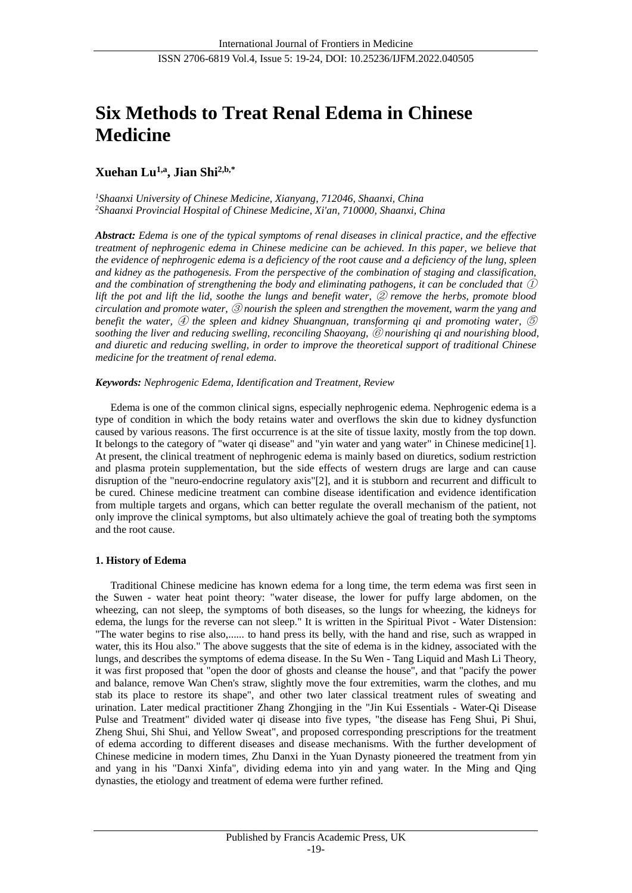# Six Methods to Treat Renal Edema in Chinese Medicine

**Xuehan Lu[1,a], Jian Shi[2,b,*]**

*[1]Shaanxi University of Chinese Medicine, Xianyang, 712046, Shaanxi, China*
*[2]Shaanxi Provincial Hospital of Chinese Medicine, Xi'an, 710000, Shaanxi, China*

***Abstract:*** *Edema is one of the typical symptoms of renal diseases in clinical practice, and the effective treatment of nephrogenic edema in Chinese medicine can be achieved. In this paper, we believe that the evidence of nephrogenic edema is a deficiency of the root cause and a deficiency of the lung, spleen and kidney as the pathogenesis. From the perspective of the combination of staging and classification, and the combination of strengthening the body and eliminating pathogens, it can be concluded that ① lift the pot and lift the lid, soothe the lungs and benefit water, ② remove the herbs, promote blood circulation and promote water, ③ nourish the spleen and strengthen the movement, warm the yang and benefit the water, ④ the spleen and kidney Shuangnuan, transforming qi and promoting water, ⑤ soothing the liver and reducing swelling, reconciling Shaoyang, ⑥ nourishing qi and nourishing blood, and diuretic and reducing swelling, in order to improve the theoretical support of traditional Chinese medicine for the treatment of renal edema.*

***Keywords:*** *Nephrogenic Edema, Identification and Treatment, Review*

Edema is one of the common clinical signs, especially nephrogenic edema. Nephrogenic edema is a type of condition in which the body retains water and overflows the skin due to kidney dysfunction caused by various reasons. The first occurrence is at the site of tissue laxity, mostly from the top down. It belongs to the category of "water qi disease" and "yin water and yang water" in Chinese medicine[1]. At present, the clinical treatment of nephrogenic edema is mainly based on diuretics, sodium restriction and plasma protein supplementation, but the side effects of western drugs are large and can cause disruption of the "neuro-endocrine regulatory axis"[2], and it is stubborn and recurrent and difficult to be cured. Chinese medicine treatment can combine disease identification and evidence identification from multiple targets and organs, which can better regulate the overall mechanism of the patient, not only improve the clinical symptoms, but also ultimately achieve the goal of treating both the symptoms and the root cause.

## 1. History of Edema

Traditional Chinese medicine has known edema for a long time, the term edema was first seen in the Suwen - water heat point theory: "water disease, the lower for puffy large abdomen, on the wheezing, can not sleep, the symptoms of both diseases, so the lungs for wheezing, the kidneys for edema, the lungs for the reverse can not sleep." It is written in the Spiritual Pivot - Water Distension: "The water begins to rise also,...... to hand press its belly, with the hand and rise, such as wrapped in water, this its Hou also." The above suggests that the site of edema is in the kidney, associated with the lungs, and describes the symptoms of edema disease. In the Su Wen - Tang Liquid and Mash Li Theory, it was first proposed that "open the door of ghosts and cleanse the house", and that "pacify the power and balance, remove Wan Chen's straw, slightly move the four extremities, warm the clothes, and mu stab its place to restore its shape", and other two later classical treatment rules of sweating and urination. Later medical practitioner Zhang Zhongjing in the "Jin Kui Essentials - Water-Qi Disease Pulse and Treatment" divided water qi disease into five types, "the disease has Feng Shui, Pi Shui, Zheng Shui, Shi Shui, and Yellow Sweat", and proposed corresponding prescriptions for the treatment of edema according to different diseases and disease mechanisms. With the further development of Chinese medicine in modern times, Zhu Danxi in the Yuan Dynasty pioneered the treatment from yin and yang in his "Danxi Xinfa", dividing edema into yin and yang water. In the Ming and Qing dynasties, the etiology and treatment of edema were further refined.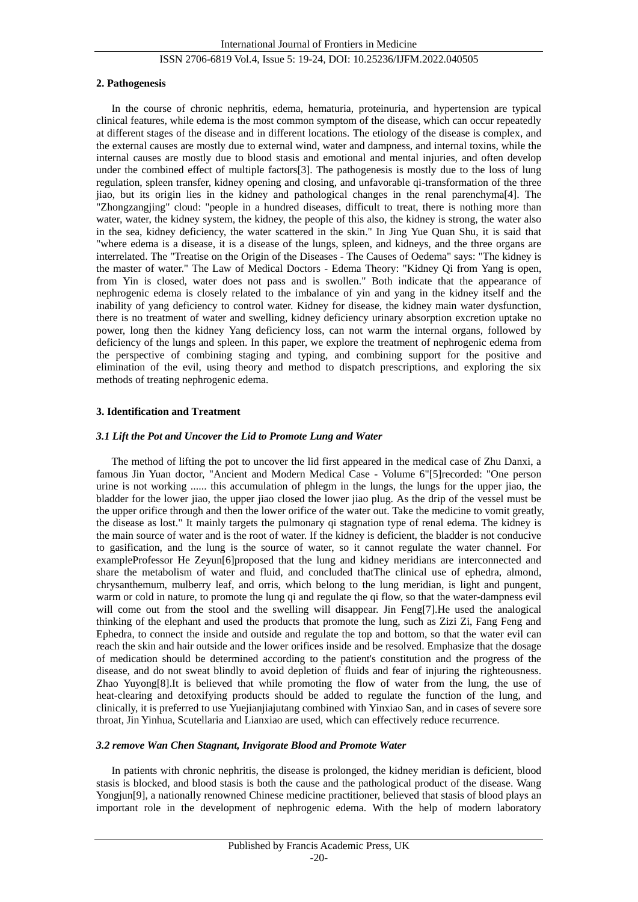### 2. Pathogenesis

In the course of chronic nephritis, edema, hematuria, proteinuria, and hypertension are typical clinical features, while edema is the most common symptom of the disease, which can occur repeatedly at different stages of the disease and in different locations. The etiology of the disease is complex, and the external causes are mostly due to external wind, water and dampness, and internal toxins, while the internal causes are mostly due to blood stasis and emotional and mental injuries, and often develop under the combined effect of multiple factors[3]. The pathogenesis is mostly due to the loss of lung regulation, spleen transfer, kidney opening and closing, and unfavorable qi-transformation of the three jiao, but its origin lies in the kidney and pathological changes in the renal parenchyma[4]. The "Zhongzangjing" cloud: "people in a hundred diseases, difficult to treat, there is nothing more than water, water, the kidney system, the kidney, the people of this also, the kidney is strong, the water also in the sea, kidney deficiency, the water scattered in the skin." In Jing Yue Quan Shu, it is said that "where edema is a disease, it is a disease of the lungs, spleen, and kidneys, and the three organs are interrelated. The "Treatise on the Origin of the Diseases - The Causes of Oedema" says: "The kidney is the master of water." The Law of Medical Doctors - Edema Theory: "Kidney Qi from Yang is open, from Yin is closed, water does not pass and is swollen." Both indicate that the appearance of nephrogenic edema is closely related to the imbalance of yin and yang in the kidney itself and the inability of yang deficiency to control water. Kidney for disease, the kidney main water dysfunction, there is no treatment of water and swelling, kidney deficiency urinary absorption excretion uptake no power, long then the kidney Yang deficiency loss, can not warm the internal organs, followed by deficiency of the lungs and spleen. In this paper, we explore the treatment of nephrogenic edema from the perspective of combining staging and typing, and combining support for the positive and elimination of the evil, using theory and method to dispatch prescriptions, and exploring the six methods of treating nephrogenic edema.

### 3. Identification and Treatment

#### *3.1 Lift the Pot and Uncover the Lid to Promote Lung and Water*

The method of lifting the pot to uncover the lid first appeared in the medical case of Zhu Danxi, a famous Jin Yuan doctor, "Ancient and Modern Medical Case - Volume 6"[5]recorded: "One person urine is not working ...... this accumulation of phlegm in the lungs, the lungs for the upper jiao, the bladder for the lower jiao, the upper jiao closed the lower jiao plug. As the drip of the vessel must be the upper orifice through and then the lower orifice of the water out. Take the medicine to vomit greatly, the disease as lost." It mainly targets the pulmonary qi stagnation type of renal edema. The kidney is the main source of water and is the root of water. If the kidney is deficient, the bladder is not conducive to gasification, and the lung is the source of water, so it cannot regulate the water channel. For exampleProfessor He Zeyun[6]proposed that the lung and kidney meridians are interconnected and share the metabolism of water and fluid, and concluded thatThe clinical use of ephedra, almond, chrysanthemum, mulberry leaf, and orris, which belong to the lung meridian, is light and pungent, warm or cold in nature, to promote the lung qi and regulate the qi flow, so that the water-dampness evil will come out from the stool and the swelling will disappear. Jin Feng[7].He used the analogical thinking of the elephant and used the products that promote the lung, such as Zizi Zi, Fang Feng and Ephedra, to connect the inside and outside and regulate the top and bottom, so that the water evil can reach the skin and hair outside and the lower orifices inside and be resolved. Emphasize that the dosage of medication should be determined according to the patient's constitution and the progress of the disease, and do not sweat blindly to avoid depletion of fluids and fear of injuring the righteousness. Zhao Yuyong[8].It is believed that while promoting the flow of water from the lung, the use of heat-clearing and detoxifying products should be added to regulate the function of the lung, and clinically, it is preferred to use Yuejianjiajutang combined with Yinxiao San, and in cases of severe sore throat, Jin Yinhua, Scutellaria and Lianxiao are used, which can effectively reduce recurrence.

#### *3.2 remove Wan Chen Stagnant, Invigorate Blood and Promote Water*

In patients with chronic nephritis, the disease is prolonged, the kidney meridian is deficient, blood stasis is blocked, and blood stasis is both the cause and the pathological product of the disease. Wang Yongjun[9], a nationally renowned Chinese medicine practitioner, believed that stasis of blood plays an important role in the development of nephrogenic edema. With the help of modern laboratory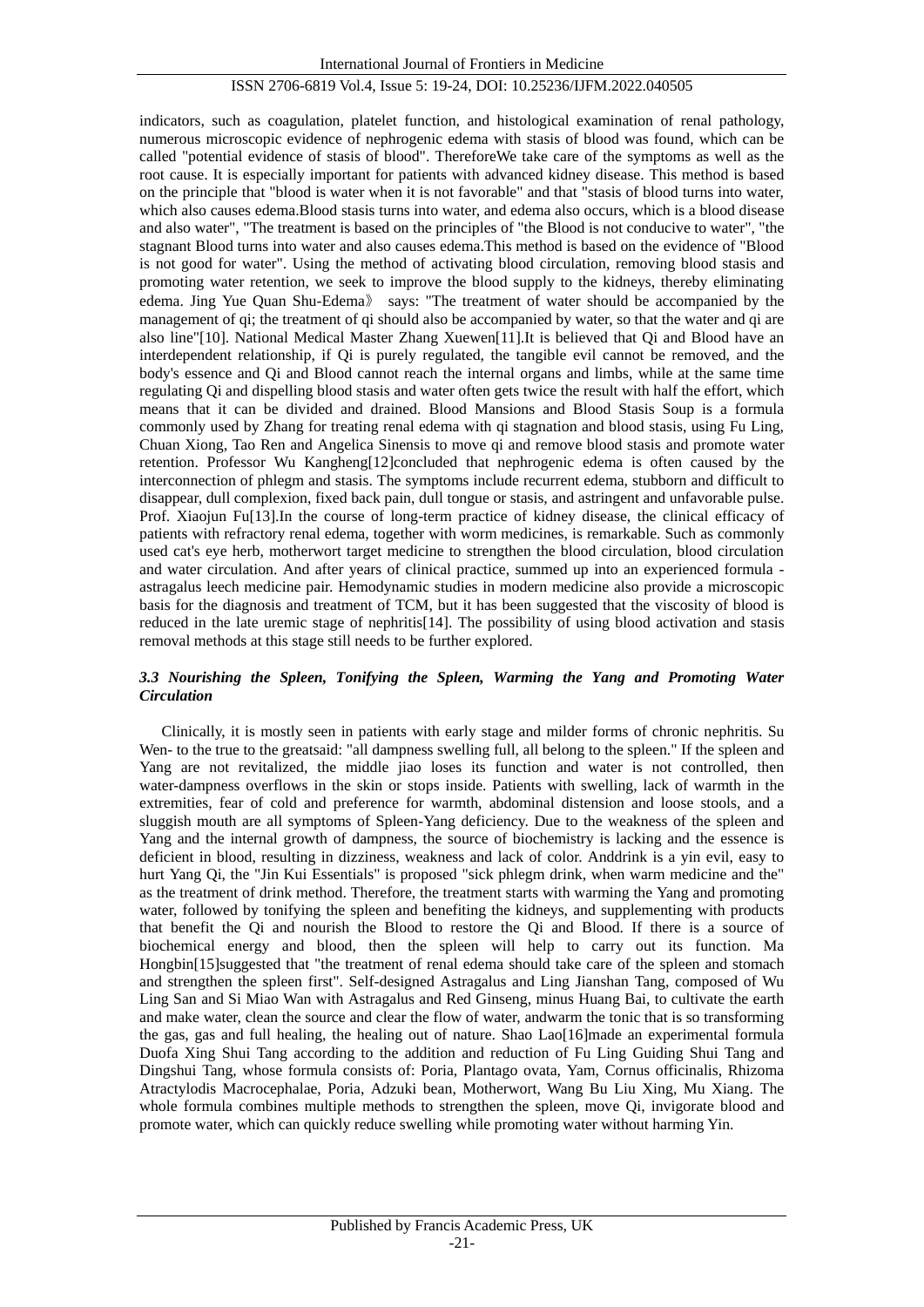indicators, such as coagulation, platelet function, and histological examination of renal pathology, numerous microscopic evidence of nephrogenic edema with stasis of blood was found, which can be called "potential evidence of stasis of blood". ThereforeWe take care of the symptoms as well as the root cause. It is especially important for patients with advanced kidney disease. This method is based on the principle that "blood is water when it is not favorable" and that "stasis of blood turns into water, which also causes edema.Blood stasis turns into water, and edema also occurs, which is a blood disease and also water", "The treatment is based on the principles of "the Blood is not conducive to water", "the stagnant Blood turns into water and also causes edema.This method is based on the evidence of "Blood is not good for water". Using the method of activating blood circulation, removing blood stasis and promoting water retention, we seek to improve the blood supply to the kidneys, thereby eliminating edema. Jing Yue Quan Shu-Edema》 says: "The treatment of water should be accompanied by the management of qi; the treatment of qi should also be accompanied by water, so that the water and qi are also line"[10]. National Medical Master Zhang Xuewen[11].It is believed that Qi and Blood have an interdependent relationship, if Qi is purely regulated, the tangible evil cannot be removed, and the body's essence and Qi and Blood cannot reach the internal organs and limbs, while at the same time regulating Qi and dispelling blood stasis and water often gets twice the result with half the effort, which means that it can be divided and drained. Blood Mansions and Blood Stasis Soup is a formula commonly used by Zhang for treating renal edema with qi stagnation and blood stasis, using Fu Ling, Chuan Xiong, Tao Ren and Angelica Sinensis to move qi and remove blood stasis and promote water retention. Professor Wu Kangheng[12]concluded that nephrogenic edema is often caused by the interconnection of phlegm and stasis. The symptoms include recurrent edema, stubborn and difficult to disappear, dull complexion, fixed back pain, dull tongue or stasis, and astringent and unfavorable pulse. Prof. Xiaojun Fu[13].In the course of long-term practice of kidney disease, the clinical efficacy of patients with refractory renal edema, together with worm medicines, is remarkable. Such as commonly used cat's eye herb, motherwort target medicine to strengthen the blood circulation, blood circulation and water circulation. And after years of clinical practice, summed up into an experienced formula - astragalus leech medicine pair. Hemodynamic studies in modern medicine also provide a microscopic basis for the diagnosis and treatment of TCM, but it has been suggested that the viscosity of blood is reduced in the late uremic stage of nephritis[14]. The possibility of using blood activation and stasis removal methods at this stage still needs to be further explored.

### *3.3 Nourishing the Spleen, Tonifying the Spleen, Warming the Yang and Promoting Water Circulation*

Clinically, it is mostly seen in patients with early stage and milder forms of chronic nephritis. Su Wen- to the true to the greatsaid: "all dampness swelling full, all belong to the spleen." If the spleen and Yang are not revitalized, the middle jiao loses its function and water is not controlled, then water-dampness overflows in the skin or stops inside. Patients with swelling, lack of warmth in the extremities, fear of cold and preference for warmth, abdominal distension and loose stools, and a sluggish mouth are all symptoms of Spleen-Yang deficiency. Due to the weakness of the spleen and Yang and the internal growth of dampness, the source of biochemistry is lacking and the essence is deficient in blood, resulting in dizziness, weakness and lack of color. Anddrink is a yin evil, easy to hurt Yang Qi, the "Jin Kui Essentials" is proposed "sick phlegm drink, when warm medicine and the" as the treatment of drink method. Therefore, the treatment starts with warming the Yang and promoting water, followed by tonifying the spleen and benefiting the kidneys, and supplementing with products that benefit the Qi and nourish the Blood to restore the Qi and Blood. If there is a source of biochemical energy and blood, then the spleen will help to carry out its function. Ma Hongbin[15]suggested that "the treatment of renal edema should take care of the spleen and stomach and strengthen the spleen first". Self-designed Astragalus and Ling Jianshan Tang, composed of Wu Ling San and Si Miao Wan with Astragalus and Red Ginseng, minus Huang Bai, to cultivate the earth and make water, clean the source and clear the flow of water, andwarm the tonic that is so transforming the gas, gas and full healing, the healing out of nature. Shao Lao[16]made an experimental formula Duofa Xing Shui Tang according to the addition and reduction of Fu Ling Guiding Shui Tang and Dingshui Tang, whose formula consists of: Poria, Plantago ovata, Yam, Cornus officinalis, Rhizoma Atractylodis Macrocephalae, Poria, Adzuki bean, Motherwort, Wang Bu Liu Xing, Mu Xiang. The whole formula combines multiple methods to strengthen the spleen, move Qi, invigorate blood and promote water, which can quickly reduce swelling while promoting water without harming Yin.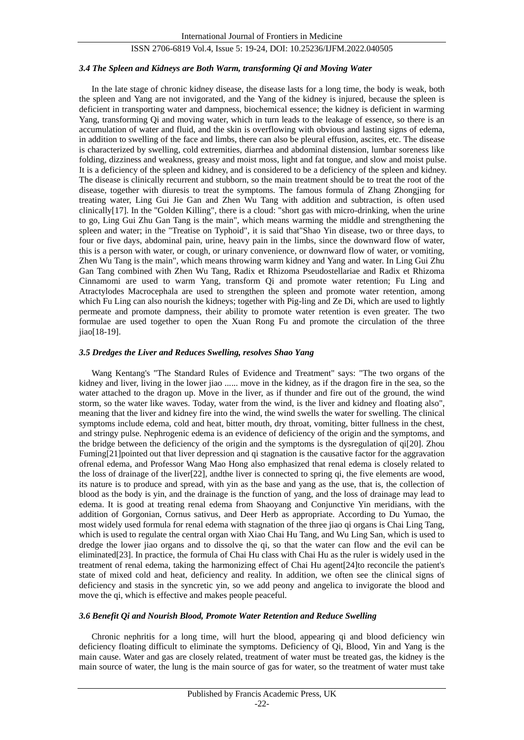### *3.4 The Spleen and Kidneys are Both Warm, transforming Qi and Moving Water*

In the late stage of chronic kidney disease, the disease lasts for a long time, the body is weak, both the spleen and Yang are not invigorated, and the Yang of the kidney is injured, because the spleen is deficient in transporting water and dampness, biochemical essence; the kidney is deficient in warming Yang, transforming Qi and moving water, which in turn leads to the leakage of essence, so there is an accumulation of water and fluid, and the skin is overflowing with obvious and lasting signs of edema, in addition to swelling of the face and limbs, there can also be pleural effusion, ascites, etc. The disease is characterized by swelling, cold extremities, diarrhea and abdominal distension, lumbar soreness like folding, dizziness and weakness, greasy and moist moss, light and fat tongue, and slow and moist pulse. It is a deficiency of the spleen and kidney, and is considered to be a deficiency of the spleen and kidney. The disease is clinically recurrent and stubborn, so the main treatment should be to treat the root of the disease, together with diuresis to treat the symptoms. The famous formula of Zhang Zhongjing for treating water, Ling Gui Jie Gan and Zhen Wu Tang with addition and subtraction, is often used clinically[17]. In the "Golden Killing", there is a cloud: "short gas with micro-drinking, when the urine to go, Ling Gui Zhu Gan Tang is the main", which means warming the middle and strengthening the spleen and water; in the "Treatise on Typhoid", it is said that"Shao Yin disease, two or three days, to four or five days, abdominal pain, urine, heavy pain in the limbs, since the downward flow of water, this is a person with water, or cough, or urinary convenience, or downward flow of water, or vomiting, Zhen Wu Tang is the main", which means throwing warm kidney and Yang and water. In Ling Gui Zhu Gan Tang combined with Zhen Wu Tang, Radix et Rhizoma Pseudostellariae and Radix et Rhizoma Cinnamomi are used to warm Yang, transform Qi and promote water retention; Fu Ling and Atractylodes Macrocephala are used to strengthen the spleen and promote water retention, among which Fu Ling can also nourish the kidneys; together with Pig-ling and Ze Di, which are used to lightly permeate and promote dampness, their ability to promote water retention is even greater. The two formulae are used together to open the Xuan Rong Fu and promote the circulation of the three jiao[18-19].

### *3.5 Dredges the Liver and Reduces Swelling, resolves Shao Yang*

Wang Kentang's "The Standard Rules of Evidence and Treatment" says: "The two organs of the kidney and liver, living in the lower jiao ...... move in the kidney, as if the dragon fire in the sea, so the water attached to the dragon up. Move in the liver, as if thunder and fire out of the ground, the wind storm, so the water like waves. Today, water from the wind, is the liver and kidney and floating also", meaning that the liver and kidney fire into the wind, the wind swells the water for swelling. The clinical symptoms include edema, cold and heat, bitter mouth, dry throat, vomiting, bitter fullness in the chest, and stringy pulse. Nephrogenic edema is an evidence of deficiency of the origin and the symptoms, and the bridge between the deficiency of the origin and the symptoms is the dysregulation of qi[20]. Zhou Fuming[21]pointed out that liver depression and qi stagnation is the causative factor for the aggravation ofrenal edema, and Professor Wang Mao Hong also emphasized that renal edema is closely related to the loss of drainage of the liver[22], andthe liver is connected to spring qi, the five elements are wood, its nature is to produce and spread, with yin as the base and yang as the use, that is, the collection of blood as the body is yin, and the drainage is the function of yang, and the loss of drainage may lead to edema. It is good at treating renal edema from Shaoyang and Conjunctive Yin meridians, with the addition of Gorgonian, Cornus sativus, and Deer Herb as appropriate. According to Du Yumao, the most widely used formula for renal edema with stagnation of the three jiao qi organs is Chai Ling Tang, which is used to regulate the central organ with Xiao Chai Hu Tang, and Wu Ling San, which is used to dredge the lower jiao organs and to dissolve the qi, so that the water can flow and the evil can be eliminated[23]. In practice, the formula of Chai Hu class with Chai Hu as the ruler is widely used in the treatment of renal edema, taking the harmonizing effect of Chai Hu agent[24]to reconcile the patient's state of mixed cold and heat, deficiency and reality. In addition, we often see the clinical signs of deficiency and stasis in the syncretic yin, so we add peony and angelica to invigorate the blood and move the qi, which is effective and makes people peaceful.

### *3.6 Benefit Qi and Nourish Blood, Promote Water Retention and Reduce Swelling*

Chronic nephritis for a long time, will hurt the blood, appearing qi and blood deficiency win deficiency floating difficult to eliminate the symptoms. Deficiency of Qi, Blood, Yin and Yang is the main cause. Water and gas are closely related, treatment of water must be treated gas, the kidney is the main source of water, the lung is the main source of gas for water, so the treatment of water must take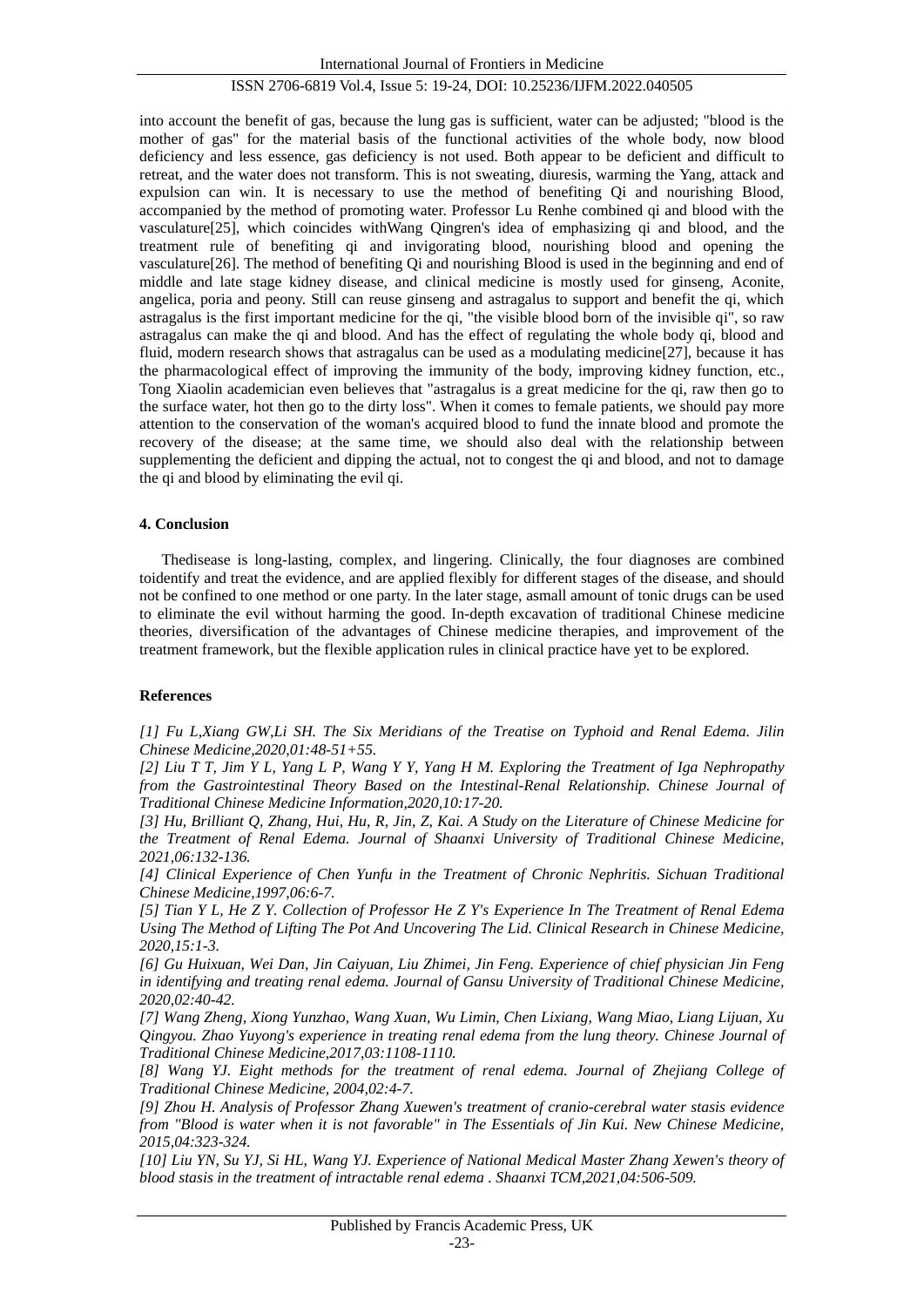into account the benefit of gas, because the lung gas is sufficient, water can be adjusted; "blood is the mother of gas" for the material basis of the functional activities of the whole body, now blood deficiency and less essence, gas deficiency is not used. Both appear to be deficient and difficult to retreat, and the water does not transform. This is not sweating, diuresis, warming the Yang, attack and expulsion can win. It is necessary to use the method of benefiting Qi and nourishing Blood, accompanied by the method of promoting water. Professor Lu Renhe combined qi and blood with the vasculature[25], which coincides withWang Qingren's idea of emphasizing qi and blood, and the treatment rule of benefiting qi and invigorating blood, nourishing blood and opening the vasculature[26]. The method of benefiting Qi and nourishing Blood is used in the beginning and end of middle and late stage kidney disease, and clinical medicine is mostly used for ginseng, Aconite, angelica, poria and peony. Still can reuse ginseng and astragalus to support and benefit the qi, which astragalus is the first important medicine for the qi, "the visible blood born of the invisible qi", so raw astragalus can make the qi and blood. And has the effect of regulating the whole body qi, blood and fluid, modern research shows that astragalus can be used as a modulating medicine[27], because it has the pharmacological effect of improving the immunity of the body, improving kidney function, etc., Tong Xiaolin academician even believes that "astragalus is a great medicine for the qi, raw then go to the surface water, hot then go to the dirty loss". When it comes to female patients, we should pay more attention to the conservation of the woman's acquired blood to fund the innate blood and promote the recovery of the disease; at the same time, we should also deal with the relationship between supplementing the deficient and dipping the actual, not to congest the qi and blood, and not to damage the qi and blood by eliminating the evil qi.

## 4. Conclusion

Thedisease is long-lasting, complex, and lingering. Clinically, the four diagnoses are combined toidentify and treat the evidence, and are applied flexibly for different stages of the disease, and should not be confined to one method or one party. In the later stage, asmall amount of tonic drugs can be used to eliminate the evil without harming the good. In-depth excavation of traditional Chinese medicine theories, diversification of the advantages of Chinese medicine therapies, and improvement of the treatment framework, but the flexible application rules in clinical practice have yet to be explored.

## References

*[1] Fu L,Xiang GW,Li SH. The Six Meridians of the Treatise on Typhoid and Renal Edema. Jilin Chinese Medicine,2020,01:48-51+55.*

*[2] Liu T T, Jim Y L, Yang L P, Wang Y Y, Yang H M. Exploring the Treatment of Iga Nephropathy from the Gastrointestinal Theory Based on the Intestinal-Renal Relationship. Chinese Journal of Traditional Chinese Medicine Information,2020,10:17-20.*

*[3] Hu, Brilliant Q, Zhang, Hui, Hu, R, Jin, Z, Kai. A Study on the Literature of Chinese Medicine for the Treatment of Renal Edema. Journal of Shaanxi University of Traditional Chinese Medicine, 2021,06:132-136.*

*[4] Clinical Experience of Chen Yunfu in the Treatment of Chronic Nephritis. Sichuan Traditional Chinese Medicine,1997,06:6-7.*

*[5] Tian Y L, He Z Y. Collection of Professor He Z Y's Experience In The Treatment of Renal Edema Using The Method of Lifting The Pot And Uncovering The Lid. Clinical Research in Chinese Medicine, 2020,15:1-3.*

*[6] Gu Huixuan, Wei Dan, Jin Caiyuan, Liu Zhimei, Jin Feng. Experience of chief physician Jin Feng in identifying and treating renal edema. Journal of Gansu University of Traditional Chinese Medicine, 2020,02:40-42.*

*[7] Wang Zheng, Xiong Yunzhao, Wang Xuan, Wu Limin, Chen Lixiang, Wang Miao, Liang Lijuan, Xu Qingyou. Zhao Yuyong's experience in treating renal edema from the lung theory. Chinese Journal of Traditional Chinese Medicine,2017,03:1108-1110.*

*[8] Wang YJ. Eight methods for the treatment of renal edema. Journal of Zhejiang College of Traditional Chinese Medicine, 2004,02:4-7.*

*[9] Zhou H. Analysis of Professor Zhang Xuewen's treatment of cranio-cerebral water stasis evidence from "Blood is water when it is not favorable" in The Essentials of Jin Kui. New Chinese Medicine, 2015,04:323-324.*

*[10] Liu YN, Su YJ, Si HL, Wang YJ. Experience of National Medical Master Zhang Xewen's theory of blood stasis in the treatment of intractable renal edema . Shaanxi TCM,2021,04:506-509.*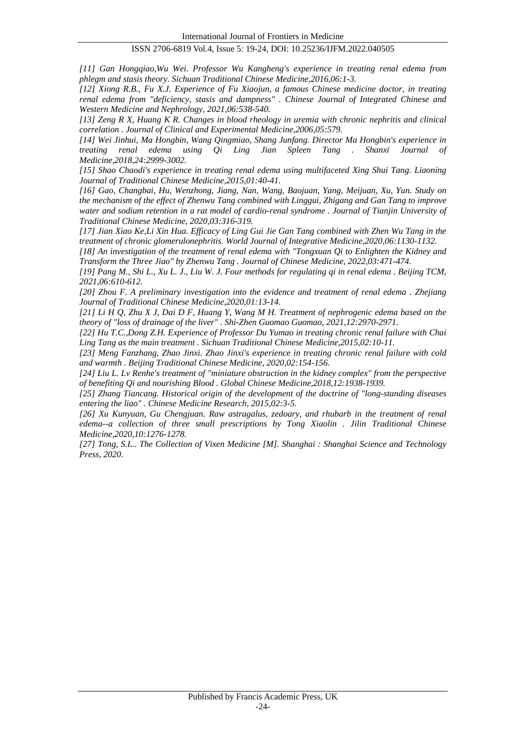*[11] Gan Hongqiao,Wu Wei. Professor Wu Kangheng's experience in treating renal edema from phlegm and stasis theory. Sichuan Traditional Chinese Medicine,2016,06:1-3.*

*[12] Xiong R.B., Fu X.J. Experience of Fu Xiaojun, a famous Chinese medicine doctor, in treating renal edema from "deficiency, stasis and dampness" . Chinese Journal of Integrated Chinese and Western Medicine and Nephrology, 2021,06:538-540.*

*[13] Zeng R X, Huang K R. Changes in blood rheology in uremia with chronic nephritis and clinical correlation . Journal of Clinical and Experimental Medicine,2006,05:579.*

*[14] Wei Jinhui, Ma Hongbin, Wang Qingmiao, Shang Junfang. Director Ma Hongbin's experience in treating renal edema using Qi Ling Jian Spleen Tang . Shanxi Journal of Medicine,2018,24:2999-3002.*

*[15] Shao Chaodi's experience in treating renal edema using multifaceted Xing Shui Tang. Liaoning Journal of Traditional Chinese Medicine,2015,01:40-41.*

*[16] Gao, Changbai, Hu, Wenzhong, Jiang, Nan, Wang, Baojuan, Yang, Meijuan, Xu, Yun. Study on the mechanism of the effect of Zhenwu Tang combined with Linggui, Zhigang and Gan Tang to improve water and sodium retention in a rat model of cardio-renal syndrome . Journal of Tianjin University of Traditional Chinese Medicine, 2020,03:316-319.*

*[17] Jian Xiao Ke,Li Xin Hua. Efficacy of Ling Gui Jie Gan Tang combined with Zhen Wu Tang in the treatment of chronic glomerulonephritis. World Journal of Integrative Medicine,2020,06:1130-1132.*

*[18] An investigation of the treatment of renal edema with "Tongxuan Qi to Enlighten the Kidney and Transform the Three Jiao" by Zhenwu Tang . Journal of Chinese Medicine, 2022,03:471-474.*

*[19] Pang M., Shi L., Xu L. J., Liu W. J. Four methods for regulating qi in renal edema . Beijing TCM, 2021,06:610-612.*

*[20] Zhou F. A preliminary investigation into the evidence and treatment of renal edema . Zhejiang Journal of Traditional Chinese Medicine,2020,01:13-14.*

*[21] Li H Q, Zhu X J, Dai D F, Huang Y, Wang M H. Treatment of nephrogenic edema based on the theory of "loss of drainage of the liver" . Shi-Zhen Guomao Guomao, 2021,12:2970-2971.*

*[22] Hu T.C.,Dong Z.H. Experience of Professor Du Yumao in treating chronic renal failure with Chai Ling Tang as the main treatment . Sichuan Traditional Chinese Medicine,2015,02:10-11.*

*[23] Meng Fanzhang, Zhao Jinxi. Zhao Jinxi's experience in treating chronic renal failure with cold and warmth . Beijing Traditional Chinese Medicine, 2020,02:154-156.*

*[24] Liu L. Lv Renhe's treatment of "miniature obstruction in the kidney complex" from the perspective of benefiting Qi and nourishing Blood . Global Chinese Medicine,2018,12:1938-1939.*

*[25] Zhang Tiancang. Historical origin of the development of the doctrine of "long-standing diseases entering the liao" . Chinese Medicine Research, 2015,02:3-5.*

*[26] Xu Kunyuan, Gu Chengjuan. Raw astragalus, zedoary, and rhubarb in the treatment of renal edema--a collection of three small prescriptions by Tong Xiaolin . Jilin Traditional Chinese Medicine,2020,10:1276-1278.*

*[27] Tong, S.L.. The Collection of Vixen Medicine [M]. Shanghai : Shanghai Science and Technology Press, 2020.*